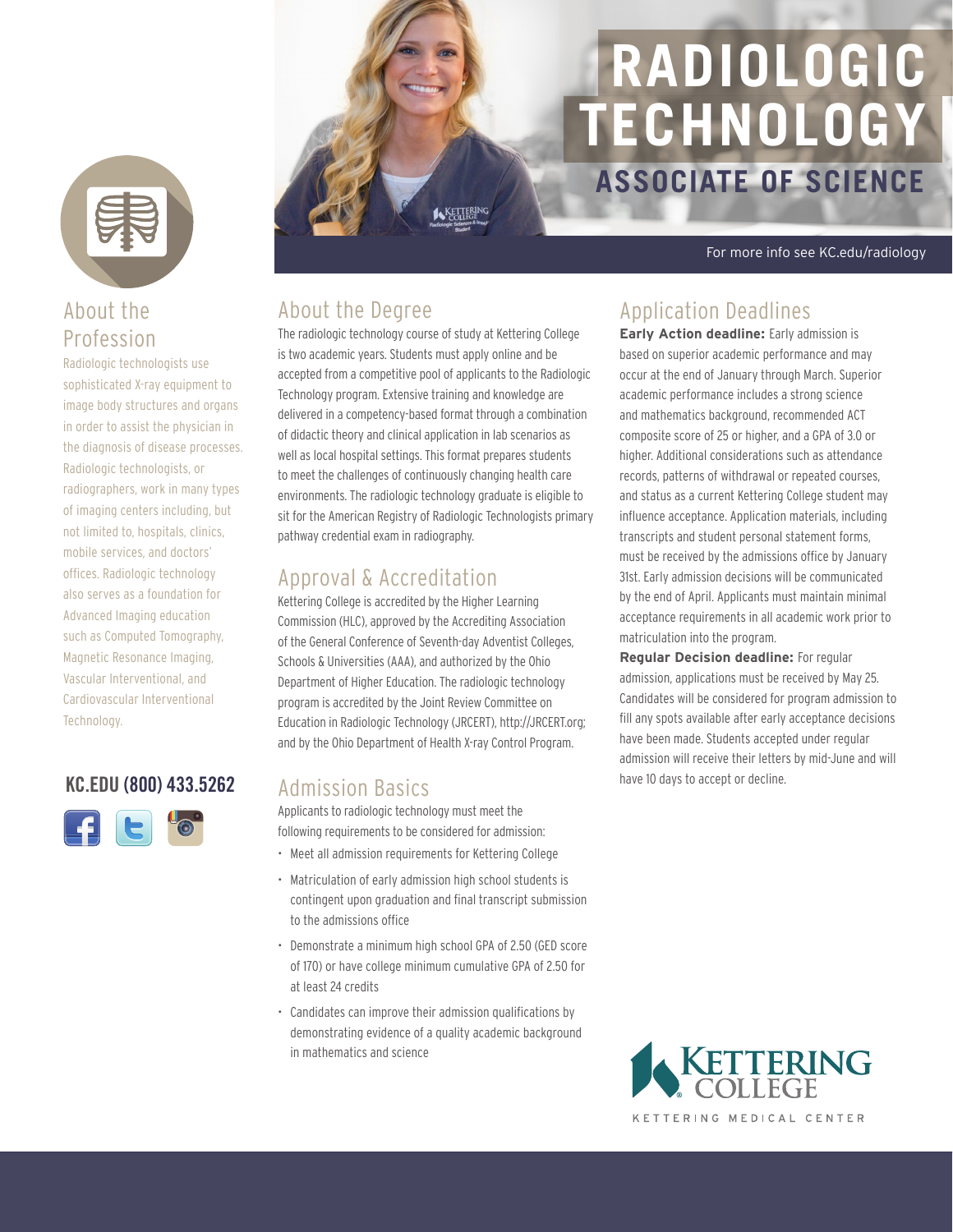# RADIOLOGIC TECHNOLOGY

## ASSOCIATE OF SCIENCE

For more info see KC.edu/radiology

## About the Profession

Radiologic technologists use sophisticated X-ray equipment to image body structures and organs in order to assist the physician in the diagnosis of disease processes. Radiologic technologists, or radiographers, work in many types of imaging centers including, but not limited to, hospitals, clinics, mobile services, and doctors' offices. Radiologic technology also serves as a foundation for Advanced Imaging education such as Computed Tomography, Magnetic Resonance Imaging, Vascular Interventional, and Cardiovascular Interventional Technology.

**KC.EDU (800) 433.5262**

## About the Degree

The radiologic technology course of study at Kettering College is two academic years. Students must apply online and be accepted from a competitive pool of applicants to the Radiologic Technology program. Extensive training and knowledge are delivered in a competency-based format through a combination of didactic theory and clinical application in lab scenarios as well as local hospital settings. This format prepares students to meet the challenges of continuously changing health care environments. The radiologic technology graduate is eligible to sit for the American Registry of Radiologic Technologists primary pathway credential exam in radiography.

## Approval & Accreditation

Kettering College is accredited by the Higher Learning Commission (HLC), approved by the Accrediting Association of the General Conference of Seventh-day Adventist Colleges, Schools & Universities (AAA), and authorized by the Ohio Department of Higher Education. The radiologic technology program is accredited by the Joint Review Committee on Education in Radiologic Technology (JRCERT), http://JRCERT.org; and by the Ohio Department of Health X-ray Control Program.

## Admission Basics

Applicants to radiologic technology must meet the following requirements to be considered for admission:

- Meet all admission requirements for Kettering College
- Matriculation of early admission high school students is contingent upon graduation and final transcript submission to the admissions office
- Demonstrate a minimum high school GPA of 2.50 (GED score of 170) or have college minimum cumulative GPA of 2.50 for at least 24 credits
- Candidates can improve their admission qualifications by demonstrating evidence of a quality academic background in mathematics and science

## Application Deadlines

**Early Action deadline:** Early admission is based on superior academic performance and may occur at the end of January through March. Superior academic performance includes a strong science and mathematics background, recommended ACT composite score of 25 or higher, and a GPA of 3.0 or higher. Additional considerations such as attendance records, patterns of withdrawal or repeated courses, and status as a current Kettering College student may influence acceptance. Application materials, including transcripts and student personal statement forms, must be received by the admissions office by January 31st. Early admission decisions will be communicated by the end of April. Applicants must maintain minimal acceptance requirements in all academic work prior to matriculation into the program.

**Regular Decision deadline:** For regular admission, applications must be received by May 25. Candidates will be considered for program admission to fill any spots available after early acceptance decisions have been made. Students accepted under regular admission will receive their letters by mid-June and will have 10 days to accept or decline.

KETTERING COLLEGE
KETTERING MEDICAL CENTER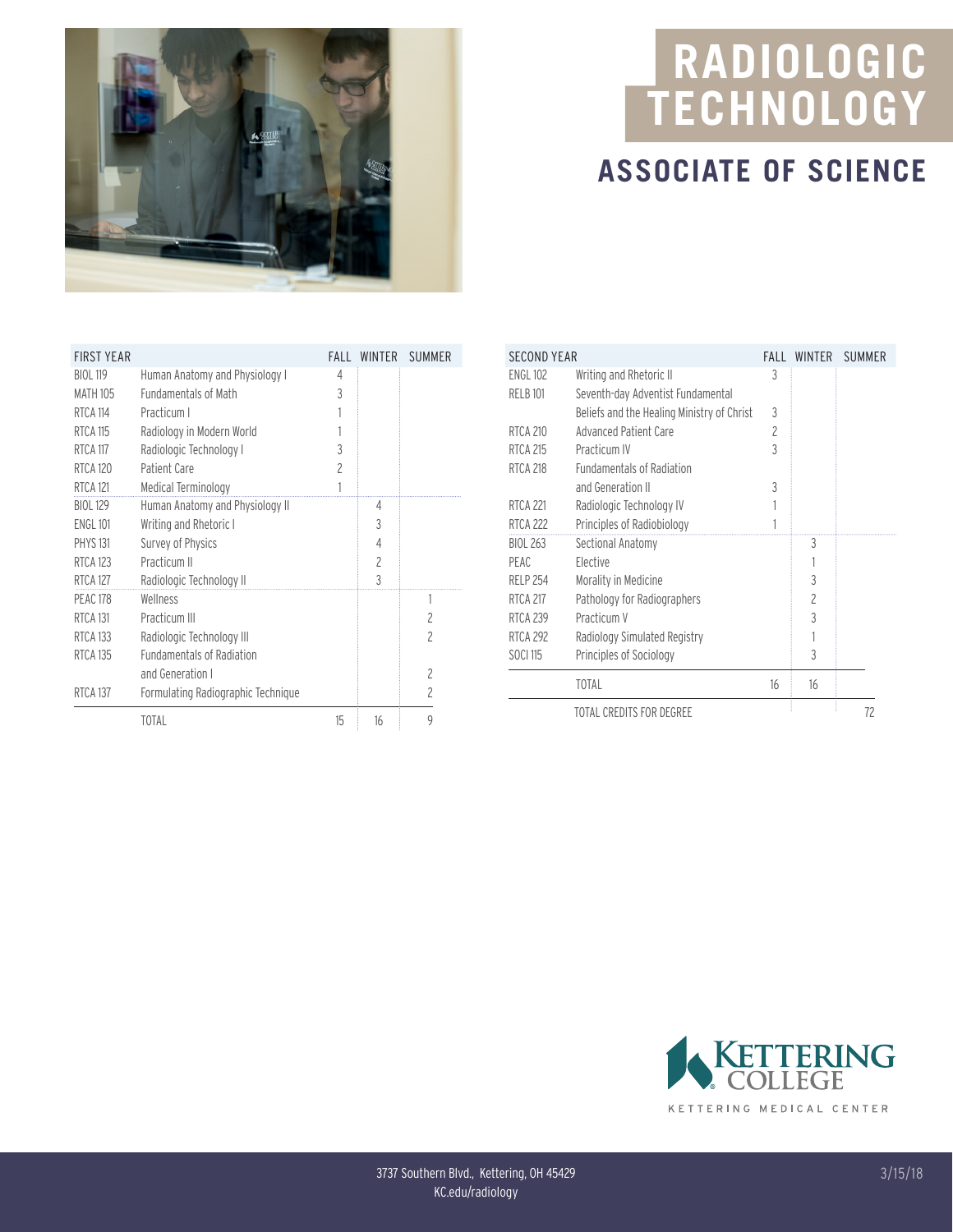# RADIOLOGIC TECHNOLOGY

## ASSOCIATE OF SCIENCE

| FIRST YEAR | | FALL | WINTER | SUMMER |
|---|---|---|---|---|
| BIOL 119 | Human Anatomy and Physiology I | 4 | | |
| MATH 105 | Fundamentals of Math | 3 | | |
| RTCA 114 | Practicum I | 1 | | |
| RTCA 115 | Radiology in Modern World | 1 | | |
| RTCA 117 | Radiologic Technology I | 3 | | |
| RTCA 120 | Patient Care | 2 | | |
| RTCA 121 | Medical Terminology | 1 | | |
| BIOL 129 | Human Anatomy and Physiology II | | 4 | |
| ENGL 101 | Writing and Rhetoric I | | 3 | |
| PHYS 131 | Survey of Physics | | 4 | |
| RTCA 123 | Practicum II | | 2 | |
| RTCA 127 | Radiologic Technology II | | 3 | |
| PEAC 178 | Wellness | | | 1 |
| RTCA 131 | Practicum III | | | 2 |
| RTCA 133 | Radiologic Technology III | | | 2 |
| RTCA 135 | Fundamentals of Radiation and Generation I | | | 2 |
| RTCA 137 | Formulating Radiographic Technique | | | 2 |
| | TOTAL | 15 | 16 | 9 |

| SECOND YEAR | | FALL | WINTER | SUMMER |
|---|---|---|---|---|
| ENGL 102 | Writing and Rhetoric II | 3 | | |
| RELB 101 | Seventh-day Adventist Fundamental Beliefs and the Healing Ministry of Christ | 3 | | |
| RTCA 210 | Advanced Patient Care | 2 | | |
| RTCA 215 | Practicum IV | 3 | | |
| RTCA 218 | Fundamentals of Radiation and Generation II | 3 | | |
| RTCA 221 | Radiologic Technology IV | 1 | | |
| RTCA 222 | Principles of Radiobiology | 1 | | |
| BIOL 263 | Sectional Anatomy | | 3 | |
| PEAC | Elective | | 1 | |
| RELP 254 | Morality in Medicine | | 3 | |
| RTCA 217 | Pathology for Radiographers | | 2 | |
| RTCA 239 | Practicum V | | 3 | |
| RTCA 292 | Radiology Simulated Registry | | 1 | |
| SOCI 115 | Principles of Sociology | | 3 | |
| | TOTAL | 16 | 16 | |
| | TOTAL CREDITS FOR DEGREE | | | 72 |

KETTERING COLLEGE

KETTERING MEDICAL CENTER

3737 Southern Blvd., Kettering, OH 45429
KC.edu/radiology

3/15/18